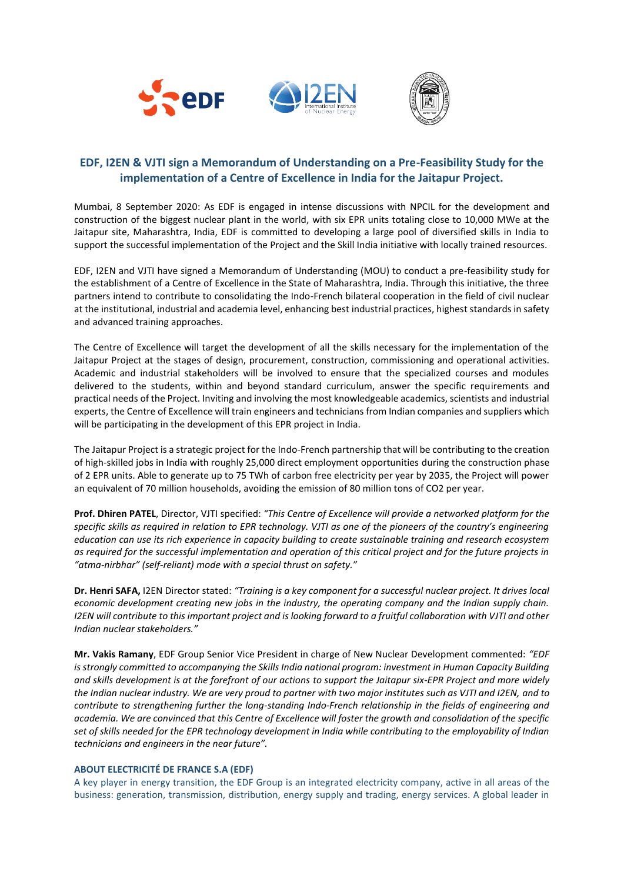# EDF, I2EN & VJTI sign a Memorandum of Understanding on a Pre-Feasibility Study for the implementation of a Centre of Excellence in India for the Jaitapur Project.

Mumbai, 8 September 2020: As EDF is engaged in intense discussions with NPCIL for the development and construction of the biggest nuclear plant in the world, with six EPR units totaling close to 10,000 MWe at the Jaitapur site, Maharashtra, India, EDF is committed to developing a large pool of diversified skills in India to support the successful implementation of the Project and the Skill India initiative with locally trained resources.

EDF, I2EN and VJTI have signed a Memorandum of Understanding (MOU) to conduct a pre-feasibility study for the establishment of a Centre of Excellence in the State of Maharashtra, India. Through this initiative, the three partners intend to contribute to consolidating the Indo-French bilateral cooperation in the field of civil nuclear at the institutional, industrial and academia level, enhancing best industrial practices, highest standards in safety and advanced training approaches.

The Centre of Excellence will target the development of all the skills necessary for the implementation of the Jaitapur Project at the stages of design, procurement, construction, commissioning and operational activities. Academic and industrial stakeholders will be involved to ensure that the specialized courses and modules delivered to the students, within and beyond standard curriculum, answer the specific requirements and practical needs of the Project. Inviting and involving the most knowledgeable academics, scientists and industrial experts, the Centre of Excellence will train engineers and technicians from Indian companies and suppliers which will be participating in the development of this EPR project in India.

The Jaitapur Project is a strategic project for the Indo-French partnership that will be contributing to the creation of high-skilled jobs in India with roughly 25,000 direct employment opportunities during the construction phase of 2 EPR units. Able to generate up to 75 TWh of carbon free electricity per year by 2035, the Project will power an equivalent of 70 million households, avoiding the emission of 80 million tons of CO2 per year.

**Prof. Dhiren PATEL**, Director, VJTI specified: *"This Centre of Excellence will provide a networked platform for the specific skills as required in relation to EPR technology. VJTI as one of the pioneers of the country's engineering education can use its rich experience in capacity building to create sustainable training and research ecosystem as required for the successful implementation and operation of this critical project and for the future projects in "atma-nirbhar" (self-reliant) mode with a special thrust on safety."*

**Dr. Henri SAFA,** I2EN Director stated: *"Training is a key component for a successful nuclear project. It drives local economic development creating new jobs in the industry, the operating company and the Indian supply chain. I2EN will contribute to this important project and is looking forward to a fruitful collaboration with VJTI and other Indian nuclear stakeholders."*

**Mr. Vakis Ramany**, EDF Group Senior Vice President in charge of New Nuclear Development commented: *"EDF is strongly committed to accompanying the Skills India national program: investment in Human Capacity Building and skills development is at the forefront of our actions to support the Jaitapur six-EPR Project and more widely the Indian nuclear industry. We are very proud to partner with two major institutes such as VJTI and I2EN, and to contribute to strengthening further the long-standing Indo-French relationship in the fields of engineering and academia. We are convinced that this Centre of Excellence will foster the growth and consolidation of the specific set of skills needed for the EPR technology development in India while contributing to the employability of Indian technicians and engineers in the near future".*

## ABOUT ELECTRICITÉ DE FRANCE S.A (EDF)

A key player in energy transition, the EDF Group is an integrated electricity company, active in all areas of the business: generation, transmission, distribution, energy supply and trading, energy services. A global leader in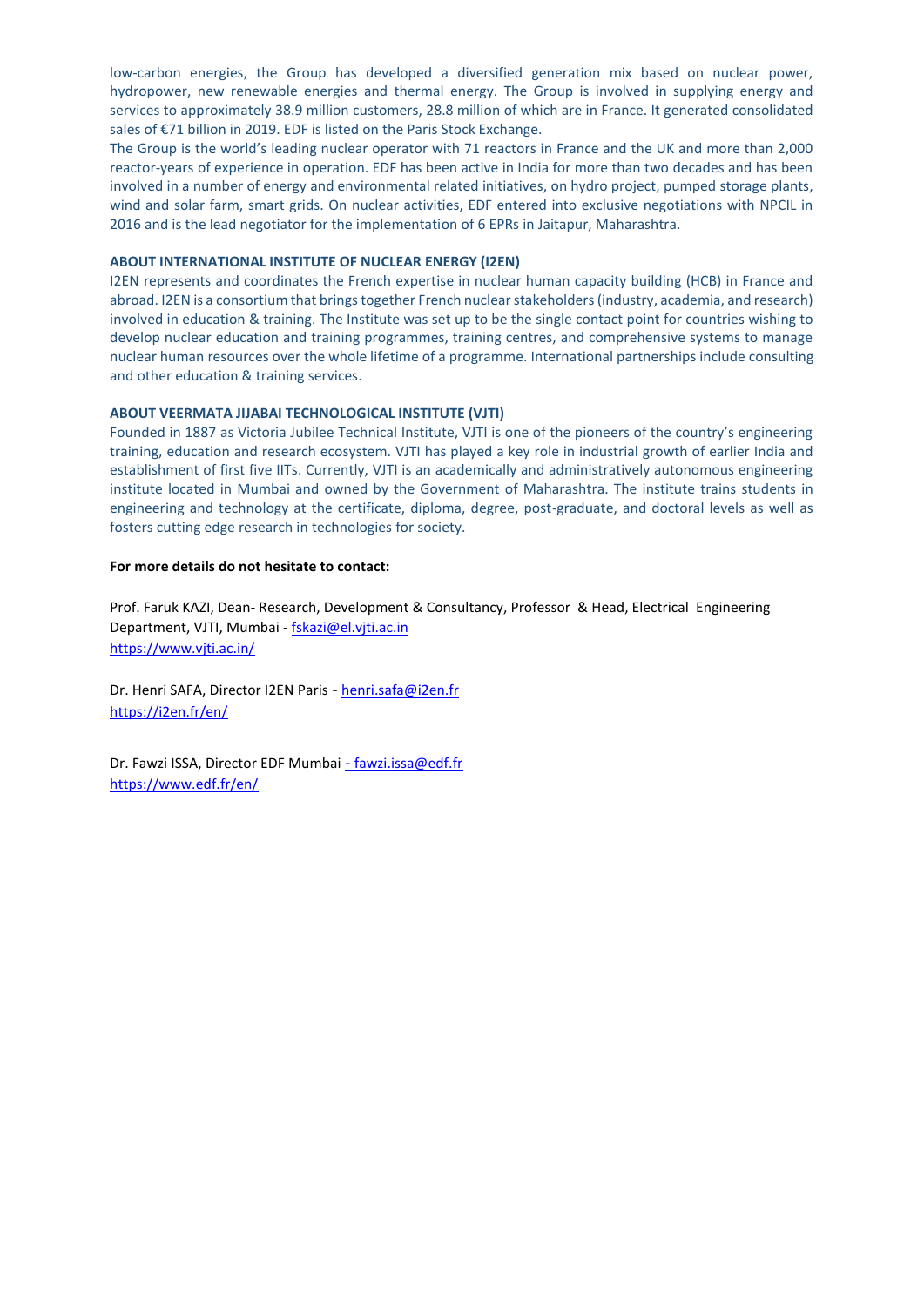low-carbon energies, the Group has developed a diversified generation mix based on nuclear power, hydropower, new renewable energies and thermal energy. The Group is involved in supplying energy and services to approximately 38.9 million customers, 28.8 million of which are in France. It generated consolidated sales of €71 billion in 2019. EDF is listed on the Paris Stock Exchange.
The Group is the world's leading nuclear operator with 71 reactors in France and the UK and more than 2,000 reactor-years of experience in operation. EDF has been active in India for more than two decades and has been involved in a number of energy and environmental related initiatives, on hydro project, pumped storage plants, wind and solar farm, smart grids. On nuclear activities, EDF entered into exclusive negotiations with NPCIL in 2016 and is the lead negotiator for the implementation of 6 EPRs in Jaitapur, Maharashtra.

**ABOUT INTERNATIONAL INSTITUTE OF NUCLEAR ENERGY (I2EN)**

I2EN represents and coordinates the French expertise in nuclear human capacity building (HCB) in France and abroad. I2EN is a consortium that brings together French nuclear stakeholders (industry, academia, and research) involved in education & training. The Institute was set up to be the single contact point for countries wishing to develop nuclear education and training programmes, training centres, and comprehensive systems to manage nuclear human resources over the whole lifetime of a programme. International partnerships include consulting and other education & training services.

**ABOUT VEERMATA JIJABAI TECHNOLOGICAL INSTITUTE (VJTI)**

Founded in 1887 as Victoria Jubilee Technical Institute, VJTI is one of the pioneers of the country's engineering training, education and research ecosystem. VJTI has played a key role in industrial growth of earlier India and establishment of first five IITs. Currently, VJTI is an academically and administratively autonomous engineering institute located in Mumbai and owned by the Government of Maharashtra. The institute trains students in engineering and technology at the certificate, diploma, degree, post-graduate, and doctoral levels as well as fosters cutting edge research in technologies for society.

**For more details do not hesitate to contact:**

Prof. Faruk KAZI, Dean- Research, Development & Consultancy, Professor & Head, Electrical Engineering Department, VJTI, Mumbai - fskazi@el.vjti.ac.in
https://www.vjti.ac.in/

Dr. Henri SAFA, Director I2EN Paris - henri.safa@i2en.fr
https://i2en.fr/en/

Dr. Fawzi ISSA, Director EDF Mumbai - fawzi.issa@edf.fr
https://www.edf.fr/en/